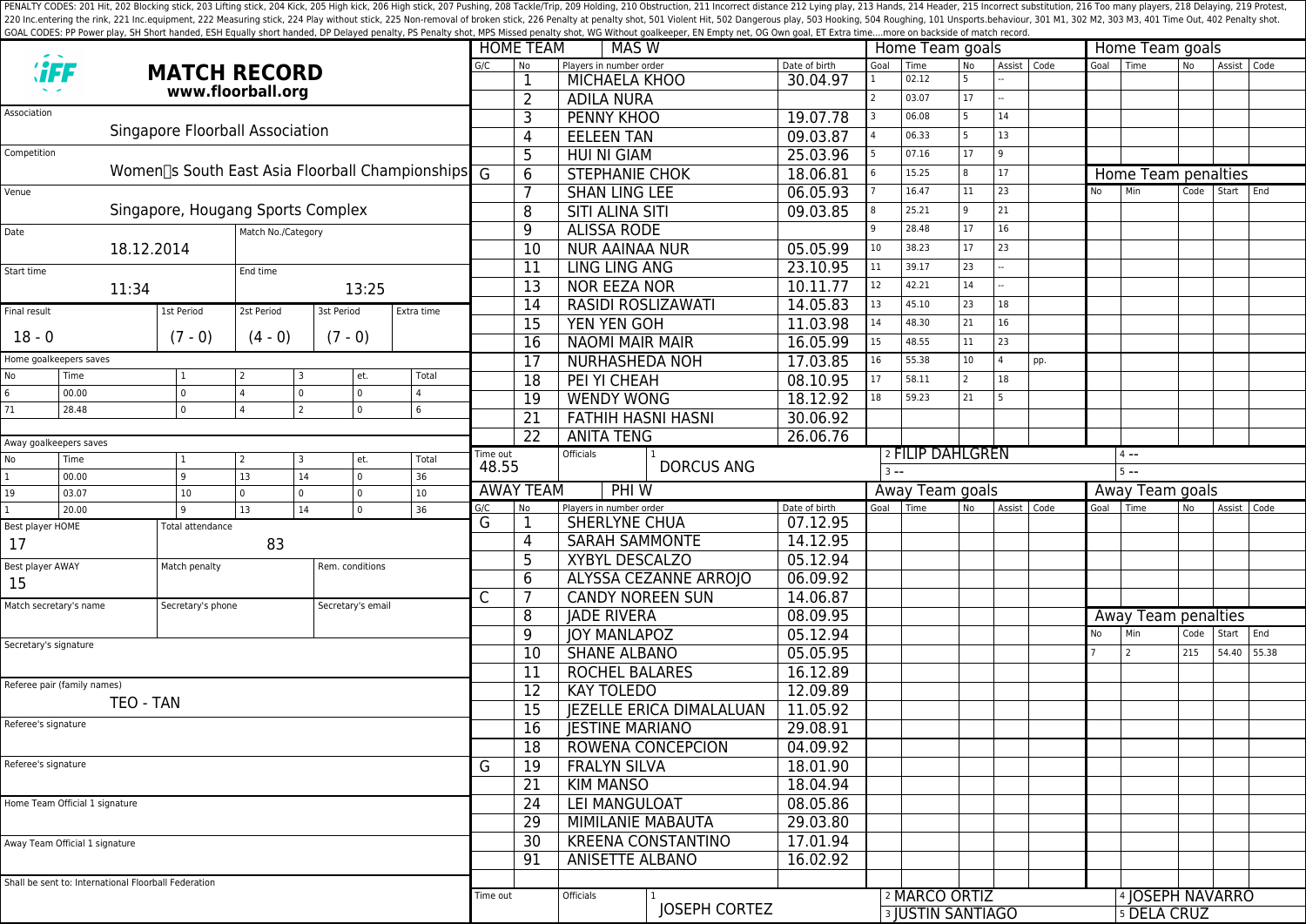PENALTY CODES: 201 Hit, 202 Blocking stick, 203 Lifting stick, 204 Kick, 205 High kick, 206 High stick, 207 Pushing, 208 Tackle/Trip, 209 Holding, 210 Obstruction, 211 Incorrect distance 212 Lying play, 213 Hands, 214 Header, 215 Incorrect substitution, 216 Too many players, 218 Delaying, 219 Protest, 220 Inc.entering the rink, 221 Inc.equipment, 222 Measuring stick, 224 Play without stick, 225 Non-removal of broken stick, 226 Penalty at penalty shot, 501 Violent Hit, 502 Dangerous play, 503 Hooking, 504 Roughing, 101 Unsports.behaviour, 301 M1, 302 M2, 303 M3, 401 Time Out, 402 Penalty shot.
GOAL CODES: PP Power play, SH Short handed, ESH Equally short handed, DP Delayed penalty, PS Penalty shot, MPS Missed penalty shot, WG Without goalkeeper, EN Empty net, OG Own goal, ET Extra time....more on backside of match record.

# MATCH RECORD
**www.floorball.org**

**Association:** Singapore Floorball Association

**Competition:** Women's South East Asia Floorball Championships

**Venue:** Singapore, Hougang Sports Complex

**Date:** 18.12.2014

**Match No./Category:**

**Start time:** 11:34

**End time:** 13:25

| Final result | 1st Period | 2st Period | 3st Period | Extra time |
|---|---|---|---|---|
| 18 - 0 | (7 - 0) | (4 - 0) | (7 - 0) | |

**Home goalkeepers saves**

| No | Time | 1 | 2 | 3 | et. | Total |
|---|---|---|---|---|---|---|
| 6 | 00.00 | 0 | 4 | 0 | 0 | 4 |
| 71 | 28.48 | 0 | 4 | 2 | 0 | 6 |

**Away goalkeepers saves**

| No | Time | 1 | 2 | 3 | et. | Total |
|---|---|---|---|---|---|---|
| 1 | 00.00 | 9 | 13 | 14 | 0 | 36 |
| 19 | 03.07 | 10 | 0 | 0 | 0 | 10 |
| 1 | 20.00 | 9 | 13 | 14 | 0 | 36 |

**Best player HOME:** 17

**Total attendance:** 83

**Best player AWAY:** 15

**Match penalty:**

**Rem. conditions:**

**Match secretary's name:**

**Secretary's phone:**

**Secretary's email:**

**Secretary's signature:**

**Referee pair (family names):** TEO - TAN

**Referee's signature:**

**Referee's signature:**

**Home Team Official 1 signature:**

**Away Team Official 1 signature:**

Shall be sent to: International Floorball Federation

## HOME TEAM: MAS W

| G/C | No | Players in number order | Date of birth |
|---|---|---|---|
| | 1 | MICHAELA KHOO | 30.04.97 |
| | 2 | ADILA NURA | |
| | 3 | PENNY KHOO | 19.07.78 |
| | 4 | EELEEN TAN | 09.03.87 |
| | 5 | HUI NI GIAM | 25.03.96 |
| G | 6 | STEPHANIE CHOK | 18.06.81 |
| | 7 | SHAN LING LEE | 06.05.93 |
| | 8 | SITI ALINA SITI | 09.03.85 |
| | 9 | ALISSA RODE | |
| | 10 | NUR AAINAA NUR | 05.05.99 |
| | 11 | LING LING ANG | 23.10.95 |
| | 13 | NOR EEZA NOR | 10.11.77 |
| | 14 | RASIDI ROSLIZAWATI | 14.05.83 |
| | 15 | YEN YEN GOH | 11.03.98 |
| | 16 | NAOMI MAIR MAIR | 16.05.99 |
| | 17 | NURHASHEDA NOH | 17.03.85 |
| | 18 | PEI YI CHEAH | 08.10.95 |
| | 19 | WENDY WONG | 18.12.92 |
| | 21 | FATHIH HASNI HASNI | 30.06.92 |
| | 22 | ANITA TENG | 26.06.76 |

**Home Team goals**

| Goal | Time | No | Assist | Code |
|---|---|---|---|---|
| 1 | 02.12 | 5 | -- | |
| 2 | 03.07 | 17 | -- | |
| 3 | 06.08 | 5 | 14 | |
| 4 | 06.33 | 5 | 13 | |
| 5 | 07.16 | 17 | 9 | |
| 6 | 15.25 | 8 | 17 | |
| 7 | 16.47 | 11 | 23 | |
| 8 | 25.21 | 9 | 21 | |
| 9 | 28.48 | 17 | 16 | |
| 10 | 38.23 | 17 | 23 | |
| 11 | 39.17 | 23 | -- | |
| 12 | 42.21 | 14 | -- | |
| 13 | 45.10 | 23 | 18 | |
| 14 | 48.30 | 21 | 16 | |
| 15 | 48.55 | 11 | 23 | |
| 16 | 55.38 | 10 | 4 | pp. |
| 17 | 58.11 | 2 | 18 | |
| 18 | 59.23 | 21 | 5 | |

**Home Team penalties**

| No | Min | Code | Start | End |
|---|---|---|---|---|
| | | | | |

**Time out:** 48.55

**Officials:** 1 DORCUS ANG; 2 FILIP DAHLGREN; 3 --; 4 --; 5 --

## AWAY TEAM: PHI W

| G/C | No | Players in number order | Date of birth |
|---|---|---|---|
| G | 1 | SHERLYNE CHUA | 07.12.95 |
| | 4 | SARAH SAMMONTE | 14.12.95 |
| | 5 | XYBYL DESCALZO | 05.12.94 |
| | 6 | ALYSSA CEZANNE ARROJO | 06.09.92 |
| C | 7 | CANDY NOREEN SUN | 14.06.87 |
| | 8 | JADE RIVERA | 08.09.95 |
| | 9 | JOY MANLAPOZ | 05.12.94 |
| | 10 | SHANE ALBANO | 05.05.95 |
| | 11 | ROCHEL BALARES | 16.12.89 |
| | 12 | KAY TOLEDO | 12.09.89 |
| | 15 | JEZELLE ERICA DIMALALUAN | 11.05.92 |
| | 16 | JESTINE MARIANO | 29.08.91 |
| | 18 | ROWENA CONCEPCION | 04.09.92 |
| G | 19 | FRALYN SILVA | 18.01.90 |
| | 21 | KIM MANSO | 18.04.94 |
| | 24 | LEI MANGULOAT | 08.05.86 |
| | 29 | MIMILANIE MABAUTA | 29.03.80 |
| | 30 | KREENA CONSTANTINO | 17.01.94 |
| | 91 | ANISETTE ALBANO | 16.02.92 |

**Away Team goals**

| Goal | Time | No | Assist | Code |
|---|---|---|---|---|
| | | | | |

**Away Team penalties**

| No | Min | Code | Start | End |
|---|---|---|---|---|
| 7 | 2 | 215 | 54.40 | 55.38 |

**Time out:**

**Officials:** 1 JOSEPH CORTEZ; 2 MARCO ORTIZ; 3 JUSTIN SANTIAGO; 4 JOSEPH NAVARRO; 5 DELA CRUZ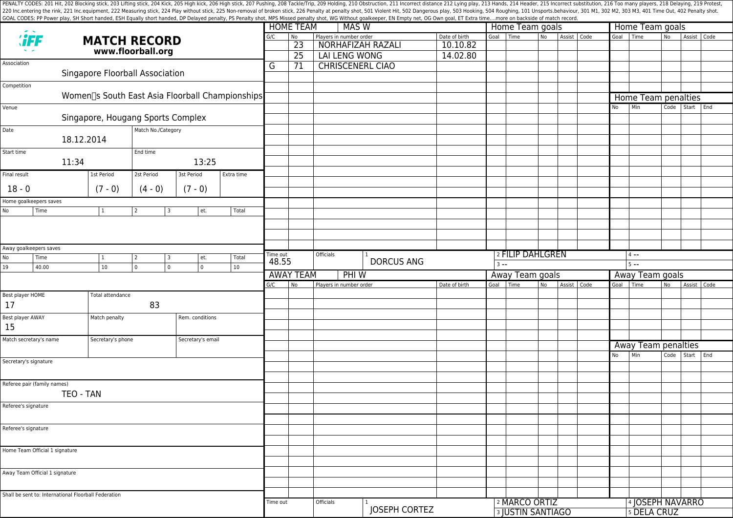PENALTY CODES: 201 Hit, 202 Blocking stick, 203 Lifting stick, 204 Kick, 205 High kick, 206 High stick, 207 Pushing, 208 Tackle/Trip, 209 Holding, 210 Obstruction, 211 Incorrect distance 212 Lying play, 213 Hands, 214 Header, 215 Incorrect substitution, 216 Too many players, 218 Delaying, 219 Protest, 220 Inc.entering the rink, 221 Inc.equipment, 222 Measuring stick, 224 Play without stick, 225 Non-removal of broken stick, 226 Penalty at penalty shot, 501 Violent Hit, 502 Dangerous play, 503 Hooking, 504 Roughing, 101 Unsports.behaviour, 301 M1, 302 M2, 303 M3, 401 Time Out, 402 Penalty shot.
GOAL CODES: PP Power play, SH Short handed, ESH Equally short handed, DP Delayed penalty, PS Penalty shot, MPS Missed penalty shot, WG Without goalkeeper, EN Empty net, OG Own goal, ET Extra time....more on backside of match record.

# MATCH RECORD

**www.floorball.org**

| | |
|---|---|
| Association | Singapore Floorball Association |
| Competition | Women�s South East Asia Floorball Championships |
| Venue | Singapore, Hougang Sports Complex |
| Date | 18.12.2014 |
| Match No./Category | |
| Start time | 11:34 |
| End time | 13:25 |

| Final result | 1st Period | 2st Period | 3st Period | Extra time |
|---|---|---|---|---|
| 18 - 0 | (7 - 0) | (4 - 0) | (7 - 0) | |

Home goalkeepers saves

| No | Time | 1 | 2 | 3 | et. | Total |
|---|---|---|---|---|---|---|
| | | | | | | |

Away goalkeepers saves

| No | Time | 1 | 2 | 3 | et. | Total |
|---|---|---|---|---|---|---|
| 19 | 40.00 | 10 | 0 | 0 | 0 | 10 |

| | | |
|---|---|---|
| Best player HOME: 17 | Total attendance: 83 | |
| Best player AWAY: 15 | Match penalty | Rem. conditions |
| Match secretary's name | Secretary's phone | Secretary's email |

Secretary's signature

Referee pair (family names): TEO - TAN

Referee's signature

Referee's signature

Home Team Official 1 signature

Away Team Official 1 signature

Shall be sent to: International Floorball Federation

## HOME TEAM: MAS W

| G/C | No | Players in number order | Date of birth |
|---|---|---|---|
| | 23 | NORHAFIZAH RAZALI | 10.10.82 |
| | 25 | LAI LENG WONG | 14.02.80 |
| G | 71 | CHRISCENERL CIAO | |

Home Team goals

| Goal | Time | No | Assist | Code |
|---|---|---|---|---|
| | | | | |

Home Team penalties

| No | Min | Code | Start | End |
|---|---|---|---|---|
| | | | | |

Time out: 48.55

Officials: 1 DORCUS ANG, 2 FILIP DAHLGREN, 3 --, 4 --, 5 --

## AWAY TEAM: PHI W

| G/C | No | Players in number order | Date of birth |
|---|---|---|---|
| | | | |

Away Team goals

| Goal | Time | No | Assist | Code |
|---|---|---|---|---|
| | | | | |

Away Team penalties

| No | Min | Code | Start | End |
|---|---|---|---|---|
| | | | | |

Time out:

Officials: 1 JOSEPH CORTEZ, 2 MARCO ORTIZ, 3 JUSTIN SANTIAGO, 4 JOSEPH NAVARRO, 5 DELA CRUZ